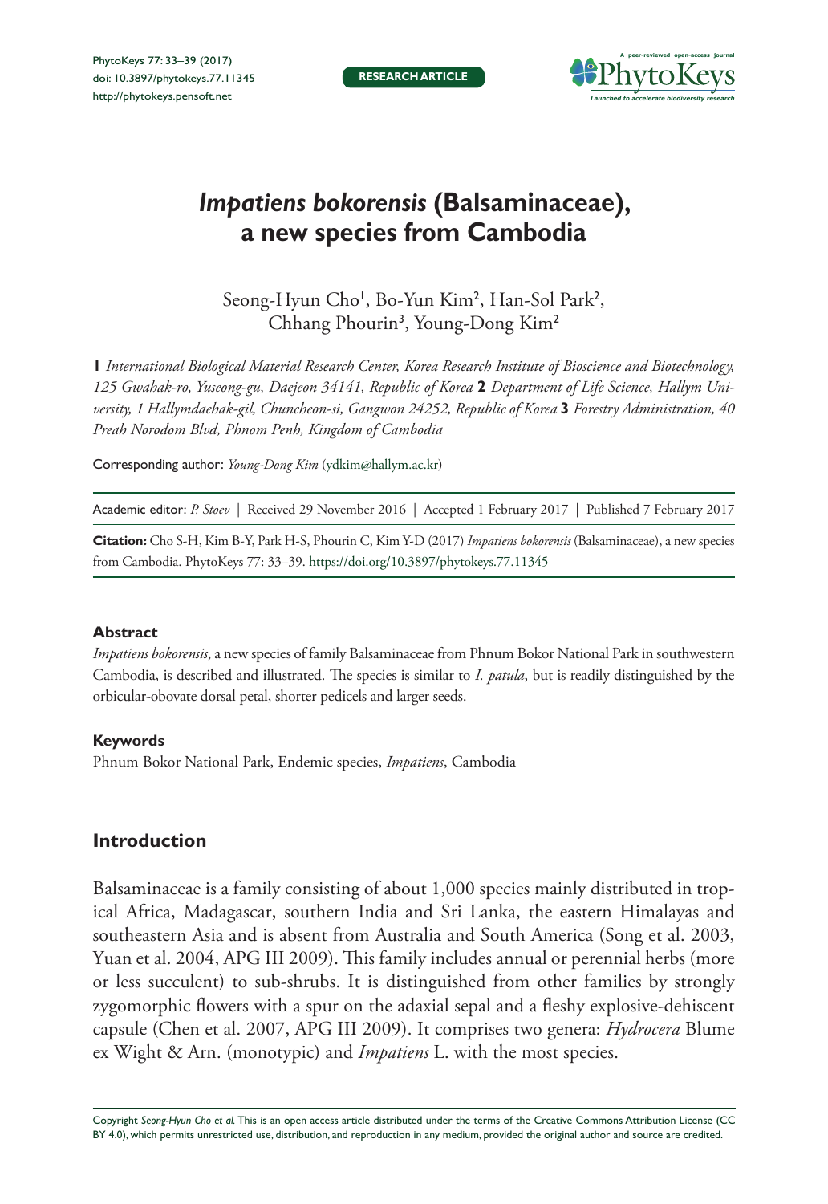# *Impatiens bokorensis* (Balsaminaceae), a new species from Cambodia

Seong-Hyun Cho[1], Bo-Yun Kim[2], Han-Sol Park[2], Chhang Phourin[3], Young-Dong Kim[2]

**1** *International Biological Material Research Center, Korea Research Institute of Bioscience and Biotechnology, 125 Gwahak-ro, Yuseong-gu, Daejeon 34141, Republic of Korea* **2** *Department of Life Science, Hallym University, 1 Hallymdaehak-gil, Chuncheon-si, Gangwon 24252, Republic of Korea* **3** *Forestry Administration, 40 Preah Norodom Blvd, Phnom Penh, Kingdom of Cambodia*

Corresponding author: *Young-Dong Kim* (ydkim@hallym.ac.kr)

Academic editor: *P. Stoev* | Received 29 November 2016 | Accepted 1 February 2017 | Published 7 February 2017

**Citation:** Cho S-H, Kim B-Y, Park H-S, Phourin C, Kim Y-D (2017) *Impatiens bokorensis* (Balsaminaceae), a new species from Cambodia. PhytoKeys 77: 33–39. https://doi.org/10.3897/phytokeys.77.11345

#### Abstract

*Impatiens bokorensis*, a new species of family Balsaminaceae from Phnum Bokor National Park in southwestern Cambodia, is described and illustrated. The species is similar to *I. patula*, but is readily distinguished by the orbicular-obovate dorsal petal, shorter pedicels and larger seeds.

#### Keywords

Phnum Bokor National Park, Endemic species, *Impatiens*, Cambodia

## Introduction

Balsaminaceae is a family consisting of about 1,000 species mainly distributed in tropical Africa, Madagascar, southern India and Sri Lanka, the eastern Himalayas and southeastern Asia and is absent from Australia and South America (Song et al. 2003, Yuan et al. 2004, APG III 2009). This family includes annual or perennial herbs (more or less succulent) to sub-shrubs. It is distinguished from other families by strongly zygomorphic flowers with a spur on the adaxial sepal and a fleshy explosive-dehiscent capsule (Chen et al. 2007, APG III 2009). It comprises two genera: *Hydrocera* Blume ex Wight & Arn. (monotypic) and *Impatiens* L. with the most species.

Copyright *Seong-Hyun Cho et al.* This is an open access article distributed under the terms of the Creative Commons Attribution License (CC BY 4.0), which permits unrestricted use, distribution, and reproduction in any medium, provided the original author and source are credited.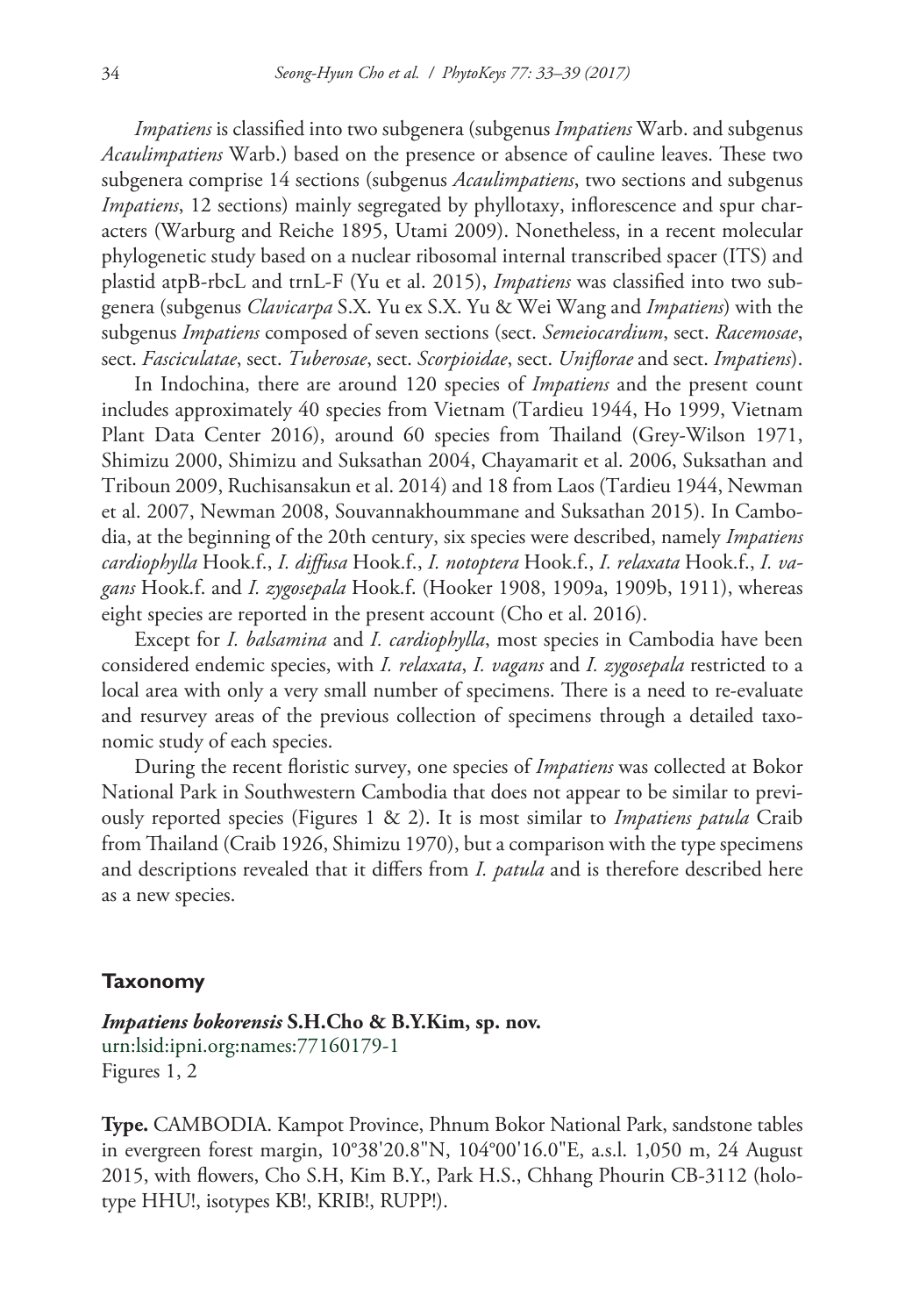*Impatiens* is classified into two subgenera (subgenus *Impatiens* Warb. and subgenus *Acaulimpatiens* Warb.) based on the presence or absence of cauline leaves. These two subgenera comprise 14 sections (subgenus *Acaulimpatiens*, two sections and subgenus *Impatiens*, 12 sections) mainly segregated by phyllotaxy, inflorescence and spur characters (Warburg and Reiche 1895, Utami 2009). Nonetheless, in a recent molecular phylogenetic study based on a nuclear ribosomal internal transcribed spacer (ITS) and plastid atpB-rbcL and trnL-F (Yu et al. 2015), *Impatiens* was classified into two subgenera (subgenus *Clavicarpa* S.X. Yu ex S.X. Yu & Wei Wang and *Impatiens*) with the subgenus *Impatiens* composed of seven sections (sect. *Semeiocardium*, sect. *Racemosae*, sect. *Fasciculatae*, sect. *Tuberosae*, sect. *Scorpioidae*, sect. *Uniflorae* and sect. *Impatiens*).

In Indochina, there are around 120 species of *Impatiens* and the present count includes approximately 40 species from Vietnam (Tardieu 1944, Ho 1999, Vietnam Plant Data Center 2016), around 60 species from Thailand (Grey-Wilson 1971, Shimizu 2000, Shimizu and Suksathan 2004, Chayamarit et al. 2006, Suksathan and Triboun 2009, Ruchisansakun et al. 2014) and 18 from Laos (Tardieu 1944, Newman et al. 2007, Newman 2008, Souvannakhoummane and Suksathan 2015). In Cambodia, at the beginning of the 20th century, six species were described, namely *Impatiens cardiophylla* Hook.f., *I. diffusa* Hook.f., *I. notoptera* Hook.f., *I. relaxata* Hook.f., *I. vagans* Hook.f. and *I. zygosepala* Hook.f. (Hooker 1908, 1909a, 1909b, 1911), whereas eight species are reported in the present account (Cho et al. 2016).

Except for *I. balsamina* and *I. cardiophylla*, most species in Cambodia have been considered endemic species, with *I. relaxata*, *I. vagans* and *I. zygosepala* restricted to a local area with only a very small number of specimens. There is a need to re-evaluate and resurvey areas of the previous collection of specimens through a detailed taxonomic study of each species.

During the recent floristic survey, one species of *Impatiens* was collected at Bokor National Park in Southwestern Cambodia that does not appear to be similar to previously reported species (Figures 1 & 2). It is most similar to *Impatiens patula* Craib from Thailand (Craib 1926, Shimizu 1970), but a comparison with the type specimens and descriptions revealed that it differs from *I. patula* and is therefore described here as a new species.

## Taxonomy

***Impatiens bokorensis* S.H.Cho & B.Y.Kim, sp. nov.**
urn:lsid:ipni.org:names:77160179-1
Figures 1, 2

**Type.** CAMBODIA. Kampot Province, Phnum Bokor National Park, sandstone tables in evergreen forest margin, 10°38'20.8"N, 104°00'16.0"E, a.s.l. 1,050 m, 24 August 2015, with flowers, Cho S.H, Kim B.Y., Park H.S., Chhang Phourin CB-3112 (holotype HHU!, isotypes KB!, KRIB!, RUPP!).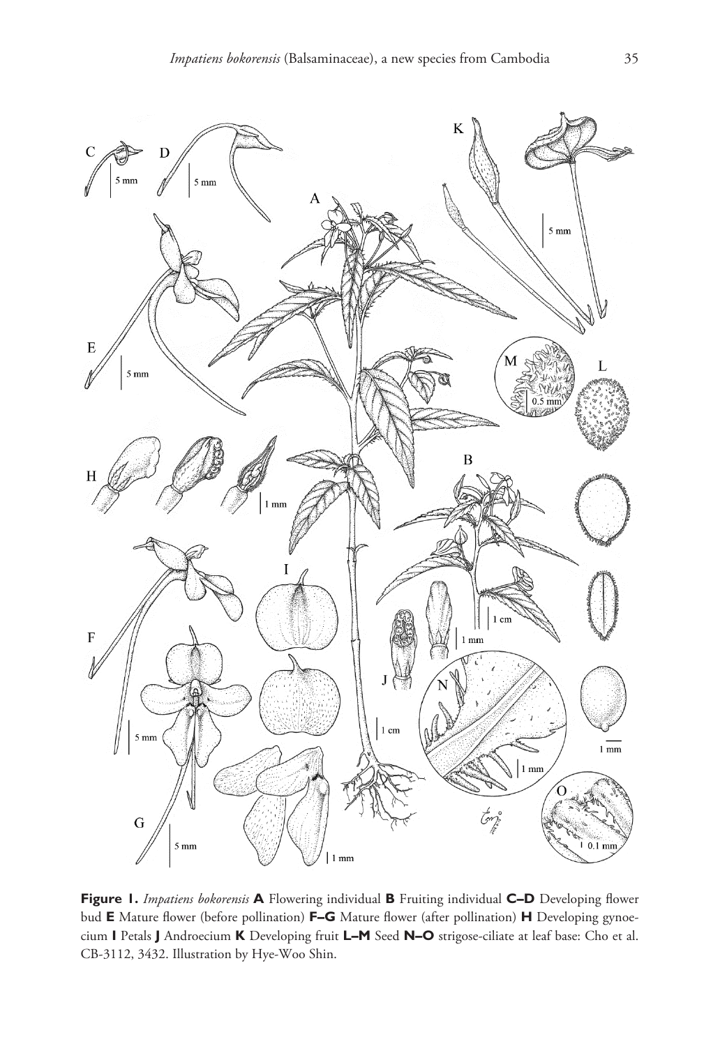**Figure 1.** *Impatiens bokorensis* **A** Flowering individual **B** Fruiting individual **C–D** Developing flower bud **E** Mature flower (before pollination) **F–G** Mature flower (after pollination) **H** Developing gynoecium **I** Petals **J** Androecium **K** Developing fruit **L–M** Seed **N–O** strigose-ciliate at leaf base: Cho et al. CB-3112, 3432. Illustration by Hye-Woo Shin.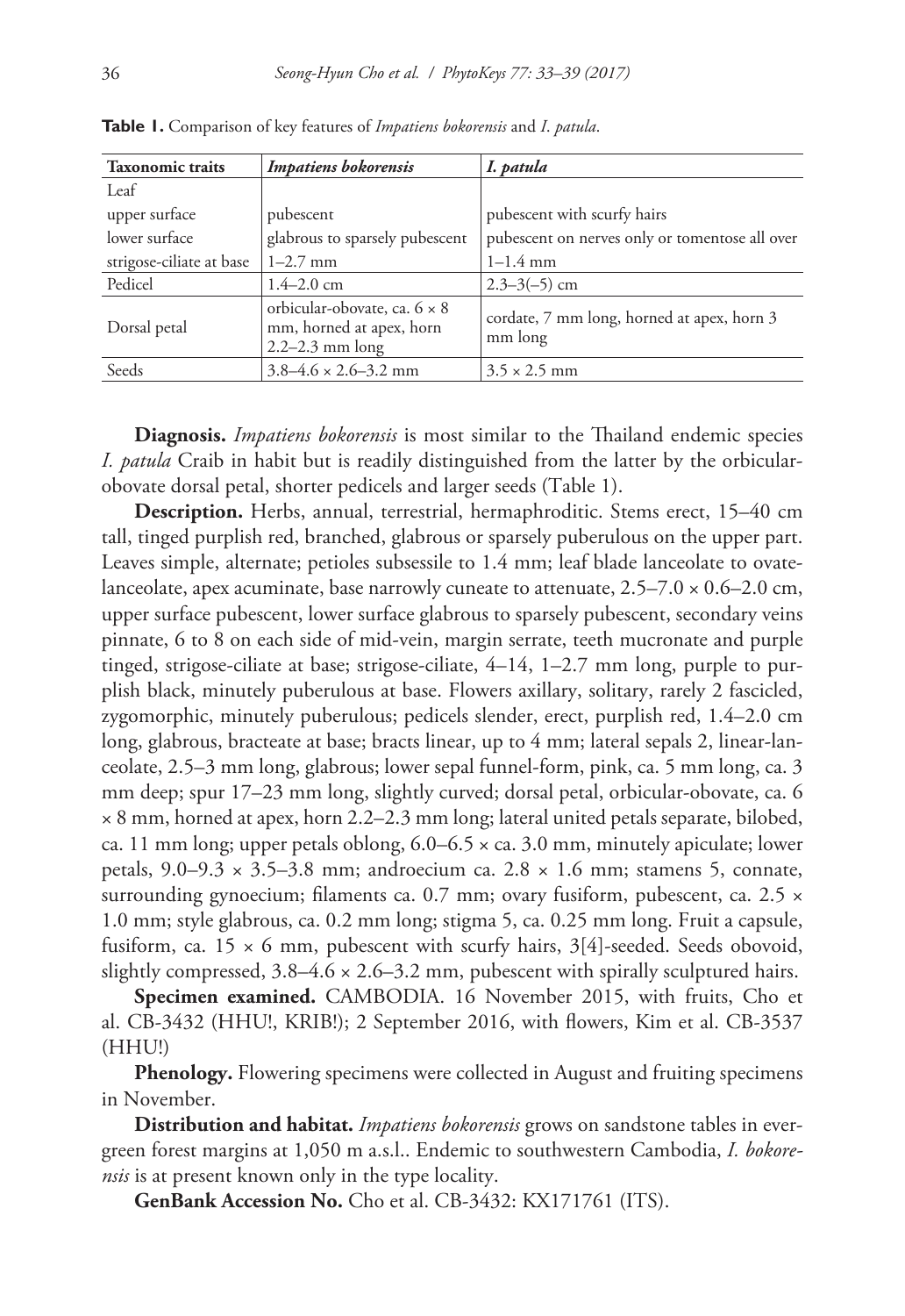**Table 1.** Comparison of key features of *Impatiens bokorensis* and *I. patula*.

| Taxonomic traits | *Impatiens bokorensis* | *I. patula* |
|---|---|---|
| Leaf | | |
| upper surface | pubescent | pubescent with scurfy hairs |
| lower surface | glabrous to sparsely pubescent | pubescent on nerves only or tomentose all over |
| strigose-ciliate at base | 1–2.7 mm | 1–1.4 mm |
| Pedicel | 1.4–2.0 cm | 2.3–3(–5) cm |
| Dorsal petal | orbicular-obovate, ca. 6 × 8 mm, horned at apex, horn 2.2–2.3 mm long | cordate, 7 mm long, horned at apex, horn 3 mm long |
| Seeds | 3.8–4.6 × 2.6–3.2 mm | 3.5 × 2.5 mm |

**Diagnosis.** *Impatiens bokorensis* is most similar to the Thailand endemic species *I. patula* Craib in habit but is readily distinguished from the latter by the orbicular-obovate dorsal petal, shorter pedicels and larger seeds (Table 1).

**Description.** Herbs, annual, terrestrial, hermaphroditic. Stems erect, 15–40 cm tall, tinged purplish red, branched, glabrous or sparsely puberulous on the upper part. Leaves simple, alternate; petioles subsessile to 1.4 mm; leaf blade lanceolate to ovate-lanceolate, apex acuminate, base narrowly cuneate to attenuate, 2.5–7.0 × 0.6–2.0 cm, upper surface pubescent, lower surface glabrous to sparsely pubescent, secondary veins pinnate, 6 to 8 on each side of mid-vein, margin serrate, teeth mucronate and purple tinged, strigose-ciliate at base; strigose-ciliate, 4–14, 1–2.7 mm long, purple to purplish black, minutely puberulous at base. Flowers axillary, solitary, rarely 2 fascicled, zygomorphic, minutely puberulous; pedicels slender, erect, purplish red, 1.4–2.0 cm long, glabrous, bracteate at base; bracts linear, up to 4 mm; lateral sepals 2, linear-lanceolate, 2.5–3 mm long, glabrous; lower sepal funnel-form, pink, ca. 5 mm long, ca. 3 mm deep; spur 17–23 mm long, slightly curved; dorsal petal, orbicular-obovate, ca. 6 × 8 mm, horned at apex, horn 2.2–2.3 mm long; lateral united petals separate, bilobed, ca. 11 mm long; upper petals oblong, 6.0–6.5 × ca. 3.0 mm, minutely apiculate; lower petals, 9.0–9.3 × 3.5–3.8 mm; androecium ca. 2.8 × 1.6 mm; stamens 5, connate, surrounding gynoecium; filaments ca. 0.7 mm; ovary fusiform, pubescent, ca. 2.5 × 1.0 mm; style glabrous, ca. 0.2 mm long; stigma 5, ca. 0.25 mm long. Fruit a capsule, fusiform, ca. 15 × 6 mm, pubescent with scurfy hairs, 3[4]-seeded. Seeds obovoid, slightly compressed, 3.8–4.6 × 2.6–3.2 mm, pubescent with spirally sculptured hairs.

**Specimen examined.** CAMBODIA. 16 November 2015, with fruits, Cho et al. CB-3432 (HHU!, KRIB!); 2 September 2016, with flowers, Kim et al. CB-3537 (HHU!)

**Phenology.** Flowering specimens were collected in August and fruiting specimens in November.

**Distribution and habitat.** *Impatiens bokorensis* grows on sandstone tables in evergreen forest margins at 1,050 m a.s.l.. Endemic to southwestern Cambodia, *I. bokorensis* is at present known only in the type locality.

**GenBank Accession No.** Cho et al. CB-3432: KX171761 (ITS).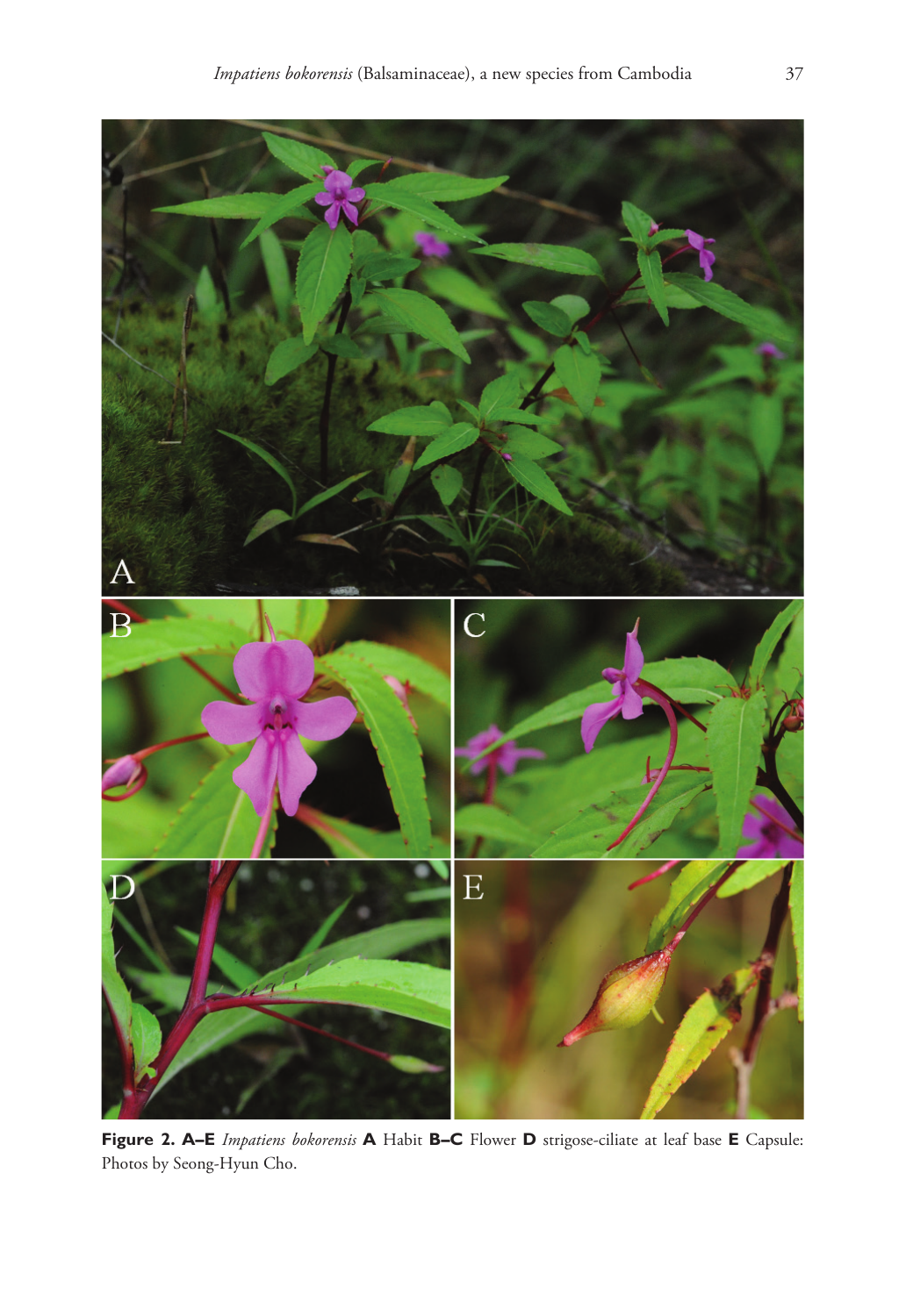**Figure 2. A–E** *Impatiens bokorensis* **A** Habit **B–C** Flower **D** strigose-ciliate at leaf base **E** Capsule: Photos by Seong-Hyun Cho.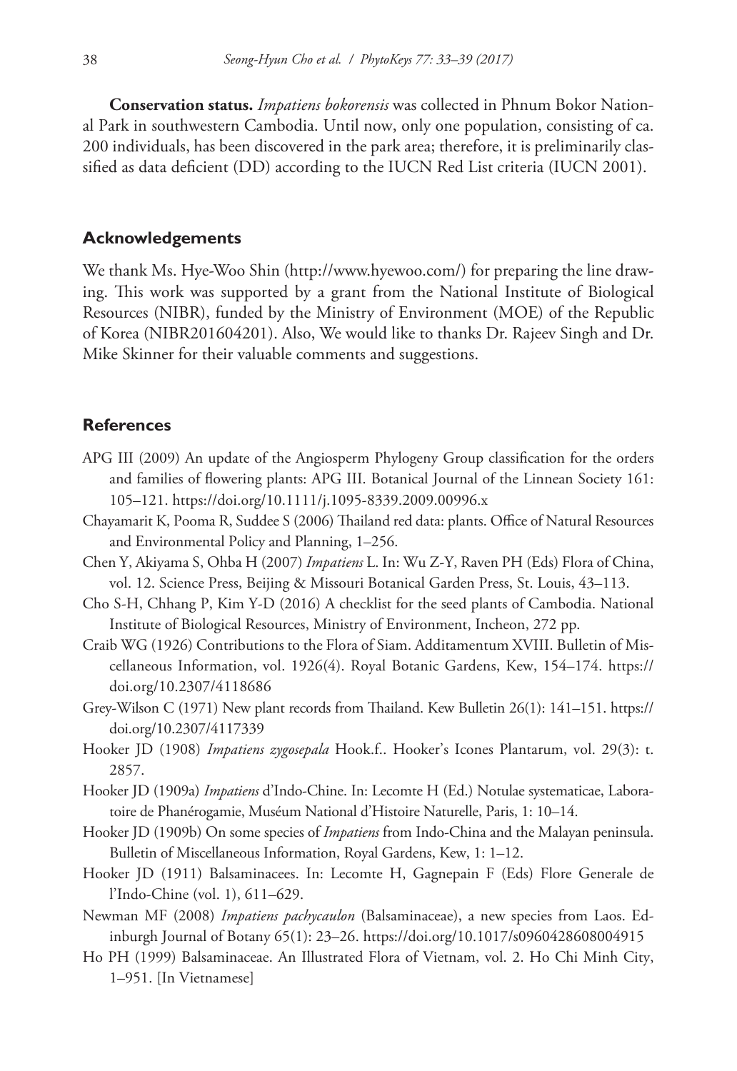**Conservation status.** *Impatiens bokorensis* was collected in Phnum Bokor National Park in southwestern Cambodia. Until now, only one population, consisting of ca. 200 individuals, has been discovered in the park area; therefore, it is preliminarily classified as data deficient (DD) according to the IUCN Red List criteria (IUCN 2001).

## Acknowledgements

We thank Ms. Hye-Woo Shin (http://www.hyewoo.com/) for preparing the line drawing. This work was supported by a grant from the National Institute of Biological Resources (NIBR), funded by the Ministry of Environment (MOE) of the Republic of Korea (NIBR201604201). Also, We would like to thanks Dr. Rajeev Singh and Dr. Mike Skinner for their valuable comments and suggestions.

## References

APG III (2009) An update of the Angiosperm Phylogeny Group classification for the orders and families of flowering plants: APG III. Botanical Journal of the Linnean Society 161: 105–121. https://doi.org/10.1111/j.1095-8339.2009.00996.x

Chayamarit K, Pooma R, Suddee S (2006) Thailand red data: plants. Office of Natural Resources and Environmental Policy and Planning, 1–256.

Chen Y, Akiyama S, Ohba H (2007) *Impatiens* L. In: Wu Z-Y, Raven PH (Eds) Flora of China, vol. 12. Science Press, Beijing & Missouri Botanical Garden Press, St. Louis, 43–113.

Cho S-H, Chhang P, Kim Y-D (2016) A checklist for the seed plants of Cambodia. National Institute of Biological Resources, Ministry of Environment, Incheon, 272 pp.

Craib WG (1926) Contributions to the Flora of Siam. Additamentum XVIII. Bulletin of Miscellaneous Information, vol. 1926(4). Royal Botanic Gardens, Kew, 154–174. https://doi.org/10.2307/4118686

Grey-Wilson C (1971) New plant records from Thailand. Kew Bulletin 26(1): 141–151. https://doi.org/10.2307/4117339

Hooker JD (1908) *Impatiens zygosepala* Hook.f.. Hooker's Icones Plantarum, vol. 29(3): t. 2857.

Hooker JD (1909a) *Impatiens* d'Indo-Chine. In: Lecomte H (Ed.) Notulae systematicae, Laboratoire de Phanérogamie, Muséum National d'Histoire Naturelle, Paris, 1: 10–14.

Hooker JD (1909b) On some species of *Impatiens* from Indo-China and the Malayan peninsula. Bulletin of Miscellaneous Information, Royal Gardens, Kew, 1: 1–12.

Hooker JD (1911) Balsaminacees. In: Lecomte H, Gagnepain F (Eds) Flore Generale de l'Indo-Chine (vol. 1), 611–629.

Newman MF (2008) *Impatiens pachycaulon* (Balsaminaceae), a new species from Laos. Edinburgh Journal of Botany 65(1): 23–26. https://doi.org/10.1017/s0960428608004915

Ho PH (1999) Balsaminaceae. An Illustrated Flora of Vietnam, vol. 2. Ho Chi Minh City, 1–951. [In Vietnamese]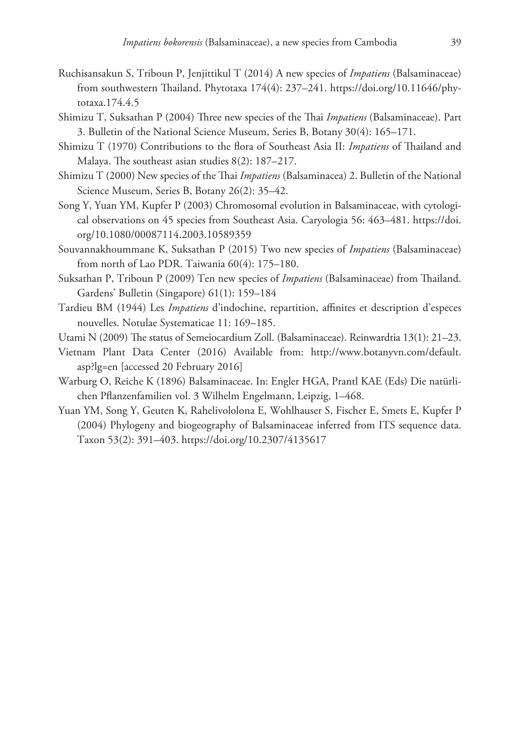Ruchisansakun S, Triboun P, Jenjittikul T (2014) A new species of *Impatiens* (Balsaminaceae) from southwestern Thailand. Phytotaxa 174(4): 237–241. https://doi.org/10.11646/phytotaxa.174.4.5

Shimizu T, Suksathan P (2004) Three new species of the Thai *Impatiens* (Balsaminaceae). Part 3. Bulletin of the National Science Museum, Series B, Botany 30(4): 165–171.

Shimizu T (1970) Contributions to the flora of Southeast Asia II: *Impatiens* of Thailand and Malaya. The southeast asian studies 8(2): 187–217.

Shimizu T (2000) New species of the Thai *Impatiens* (Balsaminacea) 2. Bulletin of the National Science Museum, Series B, Botany 26(2): 35–42.

Song Y, Yuan YM, Kupfer P (2003) Chromosomal evolution in Balsaminaceae, with cytological observations on 45 species from Southeast Asia. Caryologia 56: 463–481. https://doi.org/10.1080/00087114.2003.10589359

Souvannakhoummane K, Suksathan P (2015) Two new species of *Impatiens* (Balsaminaceae) from north of Lao PDR. Taiwania 60(4): 175–180.

Suksathan P, Triboun P (2009) Ten new species of *Impatiens* (Balsaminaceae) from Thailand. Gardens' Bulletin (Singapore) 61(1): 159–184

Tardieu BM (1944) Les *Impatiens* d'indochine, repartition, affinites et description d'especes nouvelles. Notulae Systematicae 11: 169–185.

Utami N (2009) The status of Semeiocardium Zoll. (Balsaminaceae). Reinwardtia 13(1): 21–23.

Vietnam Plant Data Center (2016) Available from: http://www.botanyvn.com/default.asp?lg=en [accessed 20 February 2016]

Warburg O, Reiche K (1896) Balsaminaceae. In: Engler HGA, Prantl KAE (Eds) Die natürlichen Pflanzenfamilien vol. 3 Wilhelm Engelmann, Leipzig, 1–468.

Yuan YM, Song Y, Geuten K, Rahelivololona E, Wohlhauser S, Fischer E, Smets E, Kupfer P (2004) Phylogeny and biogeography of Balsaminaceae inferred from ITS sequence data. Taxon 53(2): 391–403. https://doi.org/10.2307/4135617